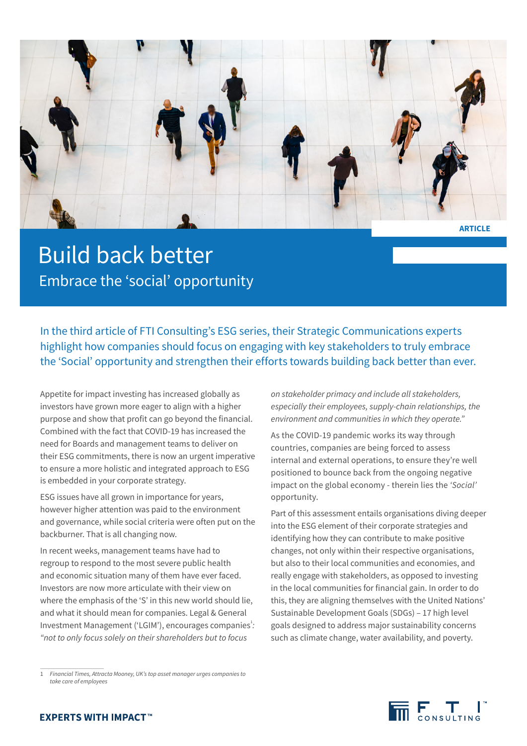ARTICLE

# Build back better

## Embrace the 'social' opportunity

In the third article of FTI Consulting's ESG series, their Strategic Communications experts highlight how companies should focus on engaging with key stakeholders to truly embrace the 'Social' opportunity and strengthen their efforts towards building back better than ever.

Appetite for impact investing has increased globally as investors have grown more eager to align with a higher purpose and show that profit can go beyond the financial. Combined with the fact that COVID-19 has increased the need for Boards and management teams to deliver on their ESG commitments, there is now an urgent imperative to ensure a more holistic and integrated approach to ESG is embedded in your corporate strategy.

ESG issues have all grown in importance for years, however higher attention was paid to the environment and governance, while social criteria were often put on the backburner. That is all changing now.

In recent weeks, management teams have had to regroup to respond to the most severe public health and economic situation many of them have ever faced. Investors are now more articulate with their view on where the emphasis of the 'S' in this new world should lie, and what it should mean for companies. Legal & General Investment Management ('LGIM'), encourages companies[1]: *"not to only focus solely on their shareholders but to focus on stakeholder primacy and include all stakeholders, especially their employees, supply-chain relationships, the environment and communities in which they operate."*

As the COVID-19 pandemic works its way through countries, companies are being forced to assess internal and external operations, to ensure they're well positioned to bounce back from the ongoing negative impact on the global economy - therein lies the *'Social'* opportunity.

Part of this assessment entails organisations diving deeper into the ESG element of their corporate strategies and identifying how they can contribute to make positive changes, not only within their respective organisations, but also to their local communities and economies, and really engage with stakeholders, as opposed to investing in the local communities for financial gain. In order to do this, they are aligning themselves with the United Nations' Sustainable Development Goals (SDGs) – 17 high level goals designed to address major sustainability concerns such as climate change, water availability, and poverty.

1 *Financial Times, Attracta Mooney, UK's top asset manager urges companies to take care of employees*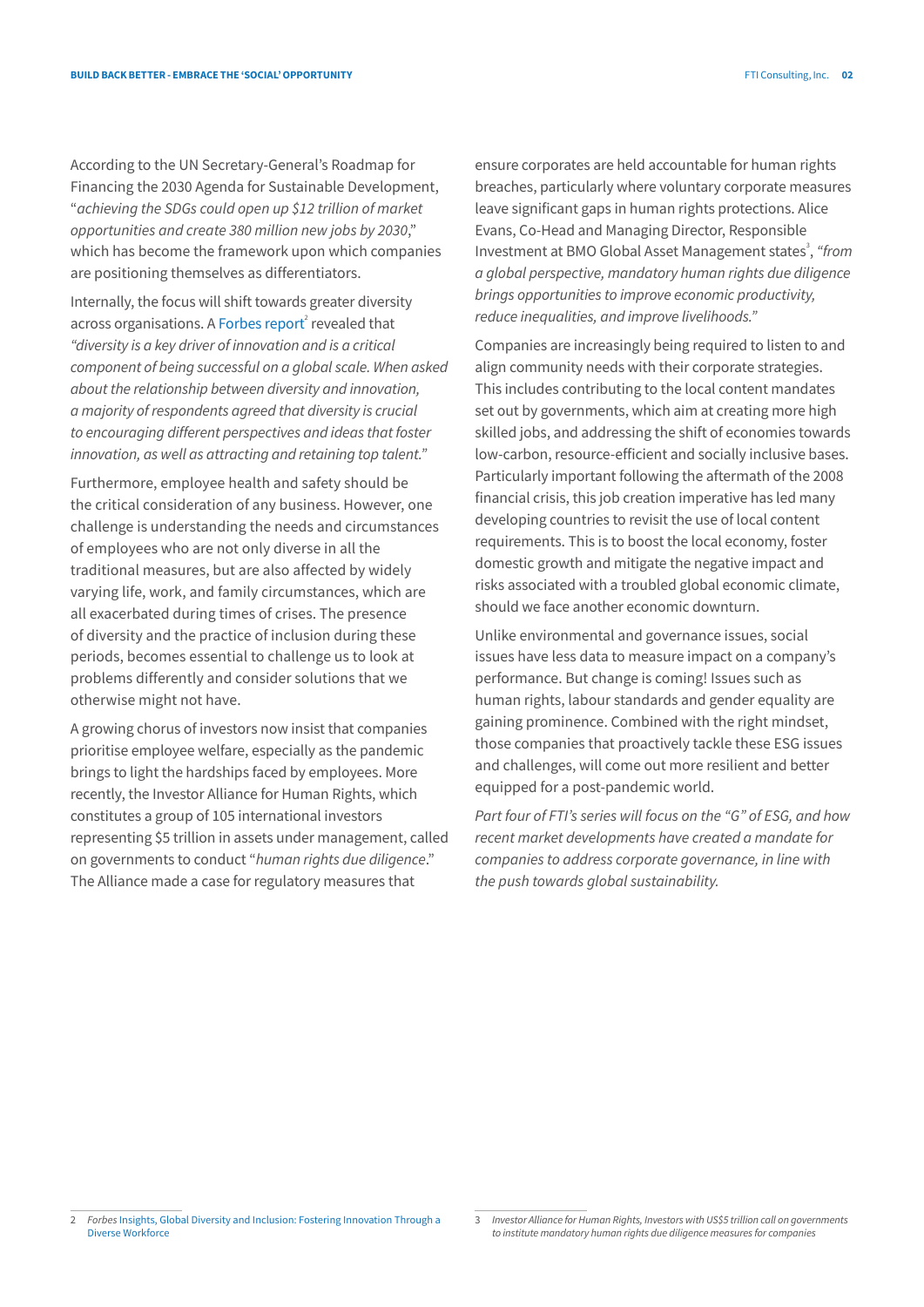According to the UN Secretary-General's Roadmap for Financing the 2030 Agenda for Sustainable Development, "*achieving the SDGs could open up $12 trillion of market opportunities and create 380 million new jobs by 2030*," which has become the framework upon which companies are positioning themselves as differentiators.

Internally, the focus will shift towards greater diversity across organisations. A Forbes report[2] revealed that *"diversity is a key driver of innovation and is a critical component of being successful on a global scale. When asked about the relationship between diversity and innovation, a majority of respondents agreed that diversity is crucial to encouraging different perspectives and ideas that foster innovation, as well as attracting and retaining top talent."*

Furthermore, employee health and safety should be the critical consideration of any business. However, one challenge is understanding the needs and circumstances of employees who are not only diverse in all the traditional measures, but are also affected by widely varying life, work, and family circumstances, which are all exacerbated during times of crises. The presence of diversity and the practice of inclusion during these periods, becomes essential to challenge us to look at problems differently and consider solutions that we otherwise might not have.

A growing chorus of investors now insist that companies prioritise employee welfare, especially as the pandemic brings to light the hardships faced by employees. More recently, the Investor Alliance for Human Rights, which constitutes a group of 105 international investors representing $5 trillion in assets under management, called on governments to conduct "*human rights due diligence*." The Alliance made a case for regulatory measures that ensure corporates are held accountable for human rights breaches, particularly where voluntary corporate measures leave significant gaps in human rights protections. Alice Evans, Co-Head and Managing Director, Responsible Investment at BMO Global Asset Management states[3], *"from a global perspective, mandatory human rights due diligence brings opportunities to improve economic productivity, reduce inequalities, and improve livelihoods."*

Companies are increasingly being required to listen to and align community needs with their corporate strategies. This includes contributing to the local content mandates set out by governments, which aim at creating more high skilled jobs, and addressing the shift of economies towards low-carbon, resource-efficient and socially inclusive bases. Particularly important following the aftermath of the 2008 financial crisis, this job creation imperative has led many developing countries to revisit the use of local content requirements. This is to boost the local economy, foster domestic growth and mitigate the negative impact and risks associated with a troubled global economic climate, should we face another economic downturn.

Unlike environmental and governance issues, social issues have less data to measure impact on a company's performance. But change is coming! Issues such as human rights, labour standards and gender equality are gaining prominence. Combined with the right mindset, those companies that proactively tackle these ESG issues and challenges, will come out more resilient and better equipped for a post-pandemic world.

*Part four of FTI's series will focus on the "G" of ESG, and how recent market developments have created a mandate for companies to address corporate governance, in line with the push towards global sustainability.*

---

2 *Forbes* Insights, Global Diversity and Inclusion: Fostering Innovation Through a Diverse Workforce

3 *Investor Alliance for Human Rights, Investors with US$5 trillion call on governments to institute mandatory human rights due diligence measures for companies*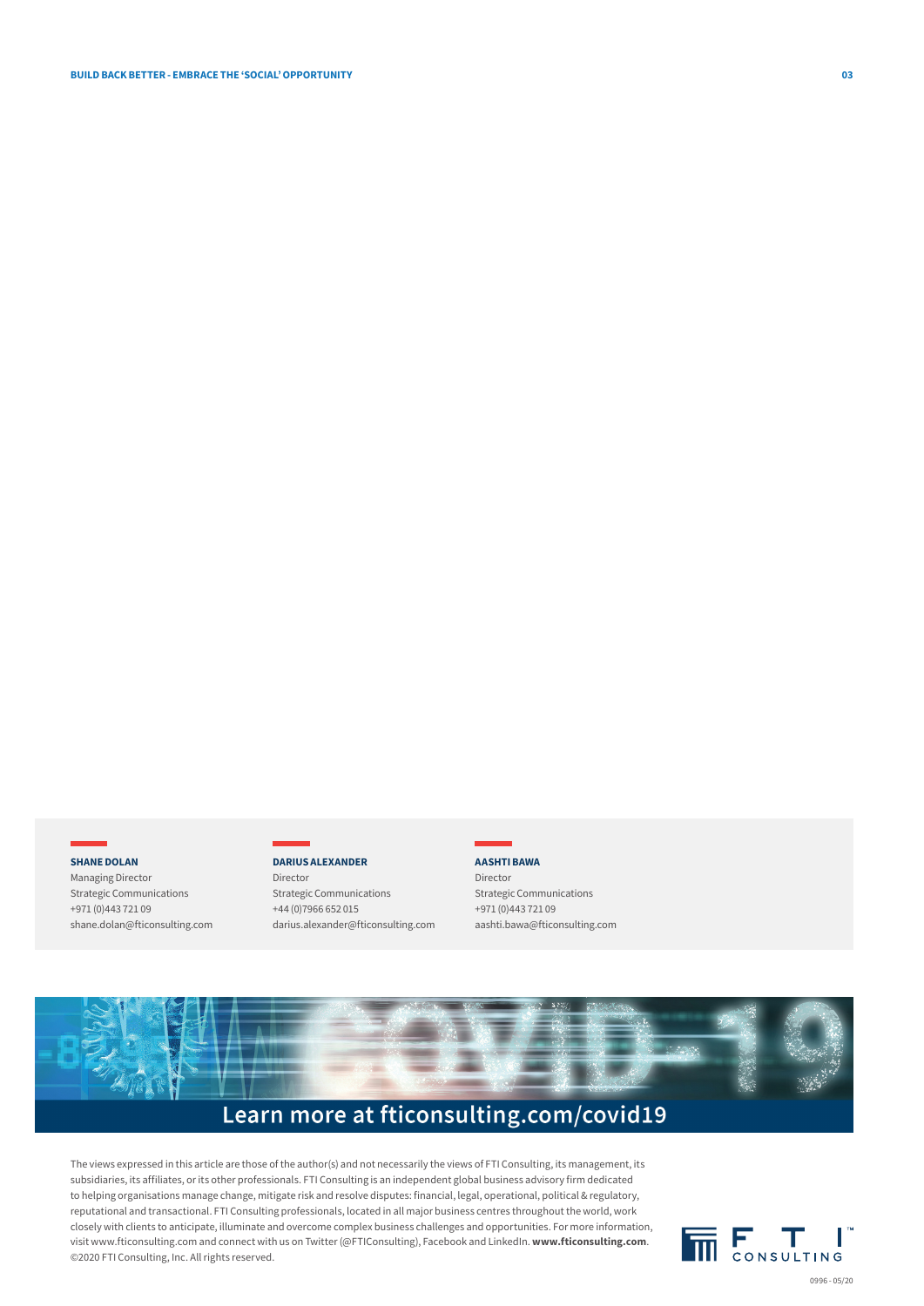**SHANE DOLAN**
Managing Director
Strategic Communications
+971 (0)443 721 09
shane.dolan@fticonsulting.com

**DARIUS ALEXANDER**
Director
Strategic Communications
+44 (0)7966 652 015
darius.alexander@fticonsulting.com

**AASHTI BAWA**
Director
Strategic Communications
+971 (0)443 721 09
aashti.bawa@fticonsulting.com

Learn more at fticonsulting.com/covid19

The views expressed in this article are those of the author(s) and not necessarily the views of FTI Consulting, its management, its subsidiaries, its affiliates, or its other professionals. FTI Consulting is an independent global business advisory firm dedicated to helping organisations manage change, mitigate risk and resolve disputes: financial, legal, operational, political & regulatory, reputational and transactional. FTI Consulting professionals, located in all major business centres throughout the world, work closely with clients to anticipate, illuminate and overcome complex business challenges and opportunities. For more information, visit www.fticonsulting.com and connect with us on Twitter (@FTIConsulting), Facebook and LinkedIn. **www.fticonsulting.com**. ©2020 FTI Consulting, Inc. All rights reserved.

0996 - 05/20